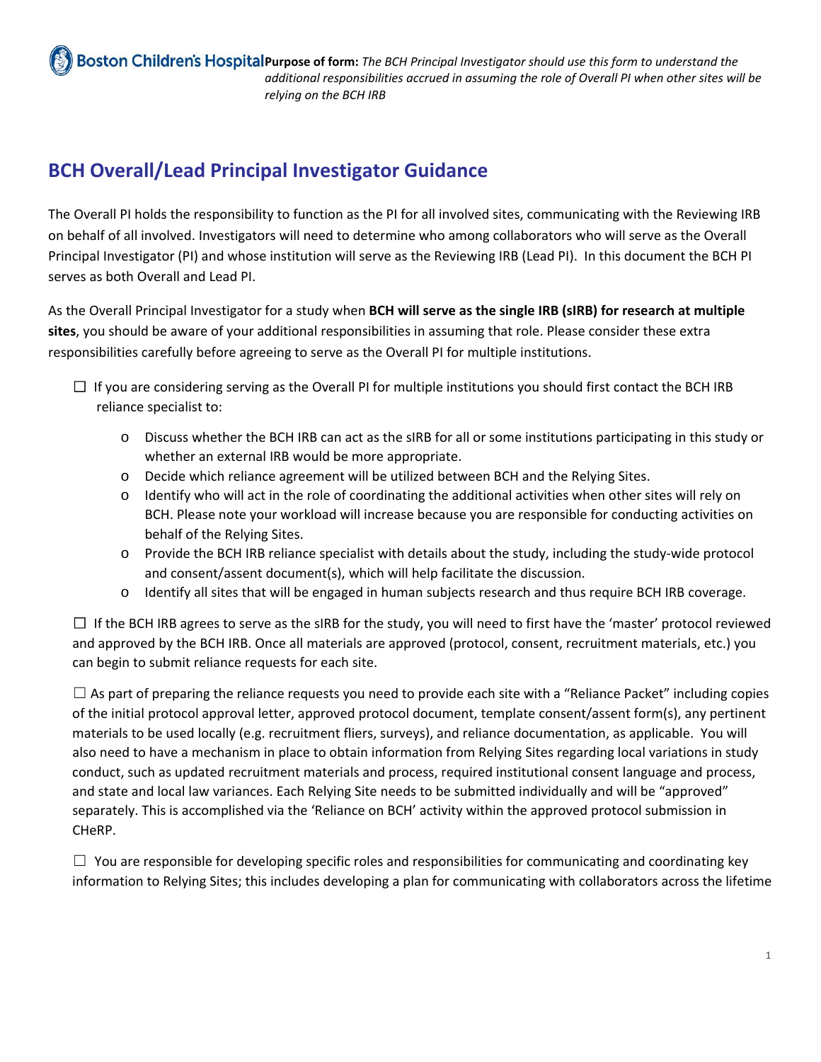Boston Children's Hospital **Purpose of form:** *The BCH Principal Investigator should use this form to understand the additional responsibilities accrued in assuming the role of Overall PI when other sites will be relying on the BCH IRB*

# BCH Overall/Lead Principal Investigator Guidance

The Overall PI holds the responsibility to function as the PI for all involved sites, communicating with the Reviewing IRB on behalf of all involved. Investigators will need to determine who among collaborators who will serve as the Overall Principal Investigator (PI) and whose institution will serve as the Reviewing IRB (Lead PI). In this document the BCH PI serves as both Overall and Lead PI.

As the Overall Principal Investigator for a study when **BCH will serve as the single IRB (sIRB) for research at multiple sites**, you should be aware of your additional responsibilities in assuming that role. Please consider these extra responsibilities carefully before agreeing to serve as the Overall PI for multiple institutions.

☐ If you are considering serving as the Overall PI for multiple institutions you should first contact the BCH IRB reliance specialist to:

- Discuss whether the BCH IRB can act as the sIRB for all or some institutions participating in this study or whether an external IRB would be more appropriate.
- Decide which reliance agreement will be utilized between BCH and the Relying Sites.
- Identify who will act in the role of coordinating the additional activities when other sites will rely on BCH. Please note your workload will increase because you are responsible for conducting activities on behalf of the Relying Sites.
- Provide the BCH IRB reliance specialist with details about the study, including the study-wide protocol and consent/assent document(s), which will help facilitate the discussion.
- Identify all sites that will be engaged in human subjects research and thus require BCH IRB coverage.

☐ If the BCH IRB agrees to serve as the sIRB for the study, you will need to first have the 'master' protocol reviewed and approved by the BCH IRB. Once all materials are approved (protocol, consent, recruitment materials, etc.) you can begin to submit reliance requests for each site.

☐ As part of preparing the reliance requests you need to provide each site with a "Reliance Packet" including copies of the initial protocol approval letter, approved protocol document, template consent/assent form(s), any pertinent materials to be used locally (e.g. recruitment fliers, surveys), and reliance documentation, as applicable. You will also need to have a mechanism in place to obtain information from Relying Sites regarding local variations in study conduct, such as updated recruitment materials and process, required institutional consent language and process, and state and local law variances. Each Relying Site needs to be submitted individually and will be "approved" separately. This is accomplished via the 'Reliance on BCH' activity within the approved protocol submission in CHeRP.

☐ You are responsible for developing specific roles and responsibilities for communicating and coordinating key information to Relying Sites; this includes developing a plan for communicating with collaborators across the lifetime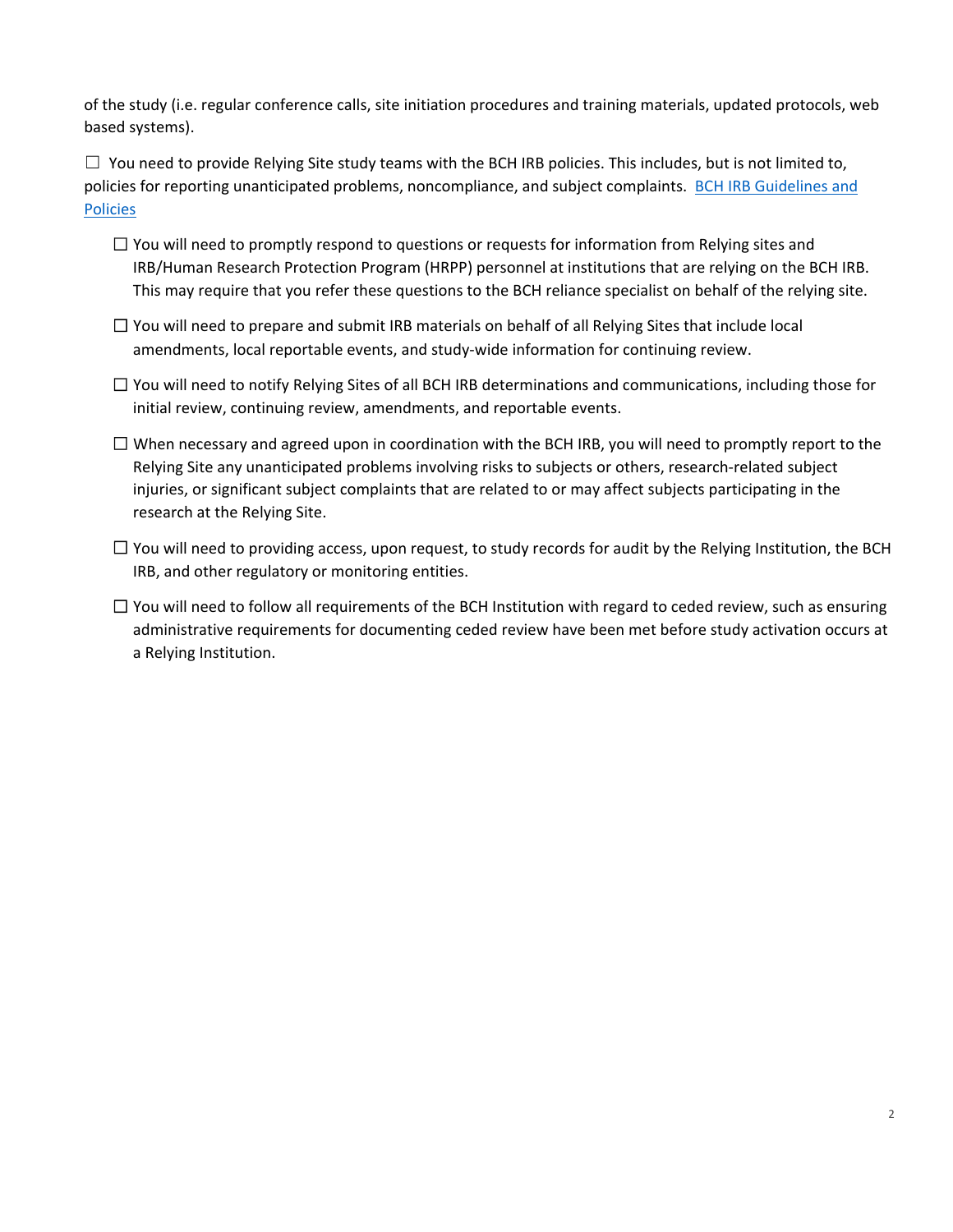of the study (i.e. regular conference calls, site initiation procedures and training materials, updated protocols, web based systems).

☐ You need to provide Relying Site study teams with the BCH IRB policies. This includes, but is not limited to, policies for reporting unanticipated problems, noncompliance, and subject complaints. [BCH IRB Guidelines and Policies]()

- ☐ You will need to promptly respond to questions or requests for information from Relying sites and IRB/Human Research Protection Program (HRPP) personnel at institutions that are relying on the BCH IRB. This may require that you refer these questions to the BCH reliance specialist on behalf of the relying site.
- ☐ You will need to prepare and submit IRB materials on behalf of all Relying Sites that include local amendments, local reportable events, and study-wide information for continuing review.
- ☐ You will need to notify Relying Sites of all BCH IRB determinations and communications, including those for initial review, continuing review, amendments, and reportable events.
- ☐ When necessary and agreed upon in coordination with the BCH IRB, you will need to promptly report to the Relying Site any unanticipated problems involving risks to subjects or others, research-related subject injuries, or significant subject complaints that are related to or may affect subjects participating in the research at the Relying Site.
- ☐ You will need to providing access, upon request, to study records for audit by the Relying Institution, the BCH IRB, and other regulatory or monitoring entities.
- ☐ You will need to follow all requirements of the BCH Institution with regard to ceded review, such as ensuring administrative requirements for documenting ceded review have been met before study activation occurs at a Relying Institution.